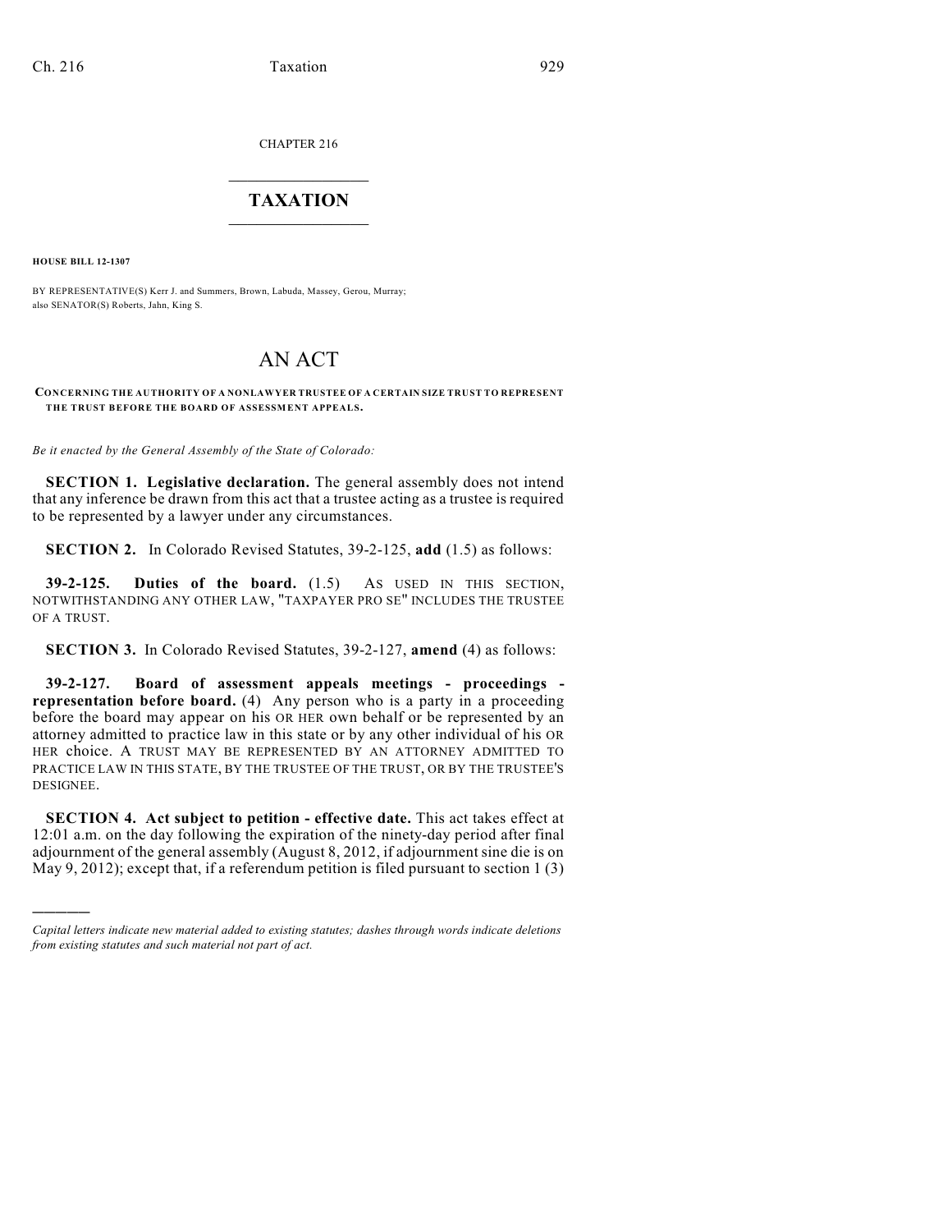CHAPTER 216

# TAXATION

**HOUSE BILL 12-1307**

BY REPRESENTATIVE(S) Kerr J. and Summers, Brown, Labuda, Massey, Gerou, Murray; also SENATOR(S) Roberts, Jahn, King S.

# AN ACT

**CONCERNING THE AUTHORITY OF A NONLAWYER TRUSTEE OF A CERTAIN SIZE TRUST TO REPRESENT THE TRUST BEFORE THE BOARD OF ASSESSMENT APPEALS.**

*Be it enacted by the General Assembly of the State of Colorado:*

**SECTION 1. Legislative declaration.** The general assembly does not intend that any inference be drawn from this act that a trustee acting as a trustee is required to be represented by a lawyer under any circumstances.

**SECTION 2.** In Colorado Revised Statutes, 39-2-125, **add** (1.5) as follows:

**39-2-125. Duties of the board.** (1.5) AS USED IN THIS SECTION, NOTWITHSTANDING ANY OTHER LAW, "TAXPAYER PRO SE" INCLUDES THE TRUSTEE OF A TRUST.

**SECTION 3.** In Colorado Revised Statutes, 39-2-127, **amend** (4) as follows:

**39-2-127. Board of assessment appeals meetings - proceedings - representation before board.** (4) Any person who is a party in a proceeding before the board may appear on his OR HER own behalf or be represented by an attorney admitted to practice law in this state or by any other individual of his OR HER choice. A TRUST MAY BE REPRESENTED BY AN ATTORNEY ADMITTED TO PRACTICE LAW IN THIS STATE, BY THE TRUSTEE OF THE TRUST, OR BY THE TRUSTEE'S DESIGNEE.

**SECTION 4. Act subject to petition - effective date.** This act takes effect at 12:01 a.m. on the day following the expiration of the ninety-day period after final adjournment of the general assembly (August 8, 2012, if adjournment sine die is on May 9, 2012); except that, if a referendum petition is filed pursuant to section 1 (3)

---

*Capital letters indicate new material added to existing statutes; dashes through words indicate deletions from existing statutes and such material not part of act.*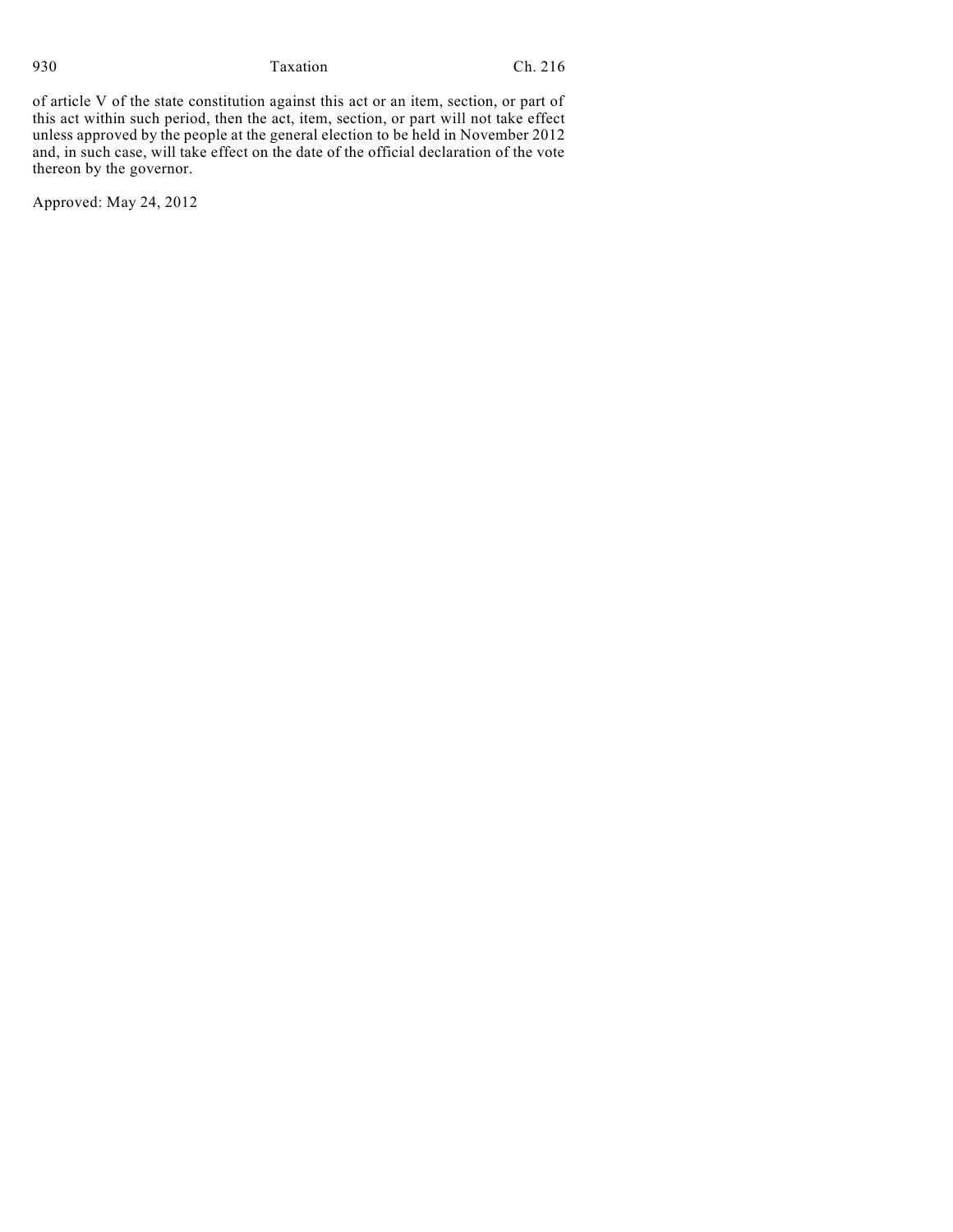of article V of the state constitution against this act or an item, section, or part of this act within such period, then the act, item, section, or part will not take effect unless approved by the people at the general election to be held in November 2012 and, in such case, will take effect on the date of the official declaration of the vote thereon by the governor.

Approved: May 24, 2012